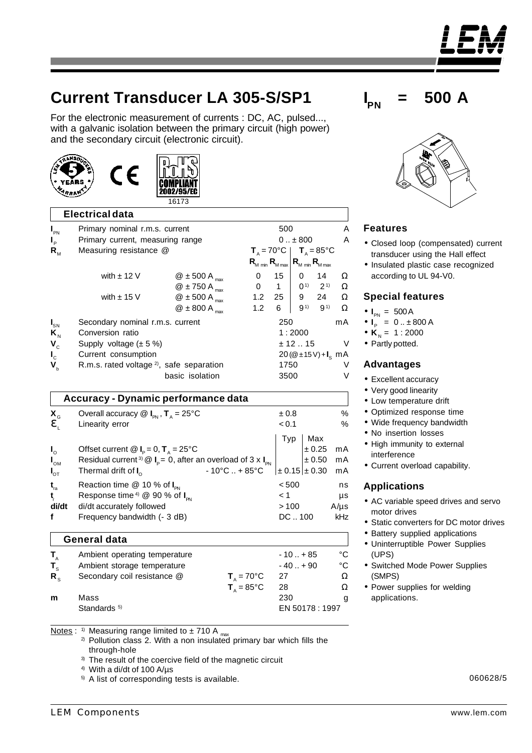# Current Transducer LA 305-S/SP1

$I_{PN}$ = 500 A

For the electronic measurement of currents : DC, AC, pulsed..., with a galvanic isolation between the primary circuit (high power) and the secondary circuit (electronic circuit).

16173

## Electrical data

| Symbol | Parameter | | | | | | | Unit |
|---|---|---|---|---|---|---|---|---|
| $I_{PN}$ | Primary nominal r.m.s. current | | 500 | | | | | A |
| $I_P$ | Primary current, measuring range | | 0 .. ± 800 | | | | | A |
| $R_M$ | Measuring resistance @ | | $T_A$ = 70°C | | $T_A$ = 85°C | | | |
| | | | $R_{M\,min}$ | $R_{M\,max}$ | $R_{M\,min}$ | $R_{M\,max}$ | | |
| | with ± 12 V | @ ± 500 A $_{max}$ | 0 | 15 | 0 | 14 | | Ω |
| | | @ ± 750 A $_{max}$ | 0 | 1 | 0 [1] | 2 [1] | | Ω |
| | with ± 15 V | @ ± 500 A $_{max}$ | 1.2 | 25 | 9 | 24 | | Ω |
| | | @ ± 800 A $_{max}$ | 1.2 | 6 | 9 [1] | 9 [1] | | Ω |
| $I_{SN}$ | Secondary nominal r.m.s. current | | 250 | | | | | mA |
| $K_N$ | Conversion ratio | | 1 : 2000 | | | | | |
| $V_C$ | Supply voltage (± 5 %) | | ± 12 .. 15 | | | | | V |
| $I_C$ | Current consumption | | 20(@±15V)+$I_S$ | | | | | mA |
| $V_b$ | R.m.s. rated voltage [2], safe separation | | 1750 | | | | | V |
| | basic isolation | | 3500 | | | | | V |

## Accuracy - Dynamic performance data

| Symbol | Parameter | | Typ | Max | Unit |
|---|---|---|---|---|---|
| $X_G$ | Overall accuracy @ $I_{PN}$, $T_A$ = 25°C | | ± 0.8 | | % |
| $\varepsilon_L$ | Linearity error | | < 0.1 | | % |
| $I_O$ | Offset current @ $I_P$ = 0, $T_A$ = 25°C | | | ± 0.25 | mA |
| $I_{OM}$ | Residual current [3] @ $I_P$ = 0, after an overload of 3 x $I_{PN}$ | | | ± 0.50 | mA |
| $I_{OT}$ | Thermal drift of $I_O$ | - 10°C .. + 85°C | ± 0.15 | ± 0.30 | mA |
| $t_{ra}$ | Reaction time @ 10 % of $I_{PN}$ | | < 500 | | ns |
| $t_r$ | Response time [4] @ 90 % of $I_{PN}$ | | < 1 | | µs |
| di/dt | di/dt accurately followed | | > 100 | | A/µs |
| f | Frequency bandwidth (- 3 dB) | | DC .. 100 | | kHz |

## General data

| Symbol | Parameter | | Value | Unit |
|---|---|---|---|---|
| $T_A$ | Ambient operating temperature | | - 10 .. + 85 | °C |
| $T_S$ | Ambient storage temperature | | - 40 .. + 90 | °C |
| $R_S$ | Secondary coil resistance @ | $T_A$ = 70°C | 27 | Ω |
| | | $T_A$ = 85°C | 28 | Ω |
| m | Mass | | 230 | g |
| | Standards [5] | | EN 50178 : 1997 | |

Notes :
1) Measuring range limited to ± 710 A $_{max}$
2) Pollution class 2. With a non insulated primary bar which fills the through-hole
3) The result of the coercive field of the magnetic circuit
4) With a di/dt of 100 A/µs
5) A list of corresponding tests is available.

## Features

- Closed loop (compensated) current transducer using the Hall effect
- Insulated plastic case recognized according to UL 94-V0.

## Special features

- $I_{PN}$ = 500 A
- $I_P$ = 0 .. ± 800 A
- $K_N$ = 1 : 2000
- Partly potted.

## Advantages

- Excellent accuracy
- Very good linearity
- Low temperature drift
- Optimized response time
- Wide frequency bandwidth
- No insertion losses
- High immunity to external interference
- Current overload capability.

## Applications

- AC variable speed drives and servo motor drives
- Static converters for DC motor drives
- Battery supplied applications
- Uninterruptible Power Supplies (UPS)
- Switched Mode Power Supplies (SMPS)
- Power supplies for welding applications.

060628/5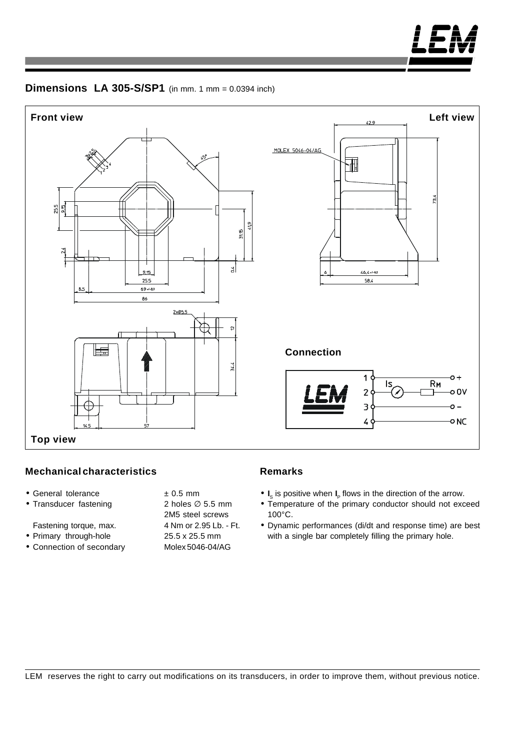## Dimensions LA 305-S/SP1 (in mm. 1 mm = 0.0394 inch)

Front view

Left view

MOLEX 5046-04/AG

42.9

73.4

45°

25.5

9.15

41.9

31.15

2.4

0.4

9.15

25.5

8.5

69 +/-0.3

86

6

46.4 +/-0.3

58.4

2xØ5.5

12

34.4

14.5

57

Top view

### Connection

1 — + 
2 — 0V 
3 — − 
4 — NC

Is

RM

## Mechanical characteristics

- General tolerance ± 0.5 mm
- Transducer fastening 2 holes ∅ 5.5 mm  
  2M5 steel screws  
  Fastening torque, max. 4 Nm or 2.95 Lb. - Ft.
- Primary through-hole 25.5 x 25.5 mm
- Connection of secondary Molex 5046-04/AG

## Remarks

- $I_S$ is positive when $I_P$ flows in the direction of the arrow.
- Temperature of the primary conductor should not exceed 100°C.
- Dynamic performances (di/dt and response time) are best with a single bar completely filling the primary hole.

LEM reserves the right to carry out modifications on its transducers, in order to improve them, without previous notice.